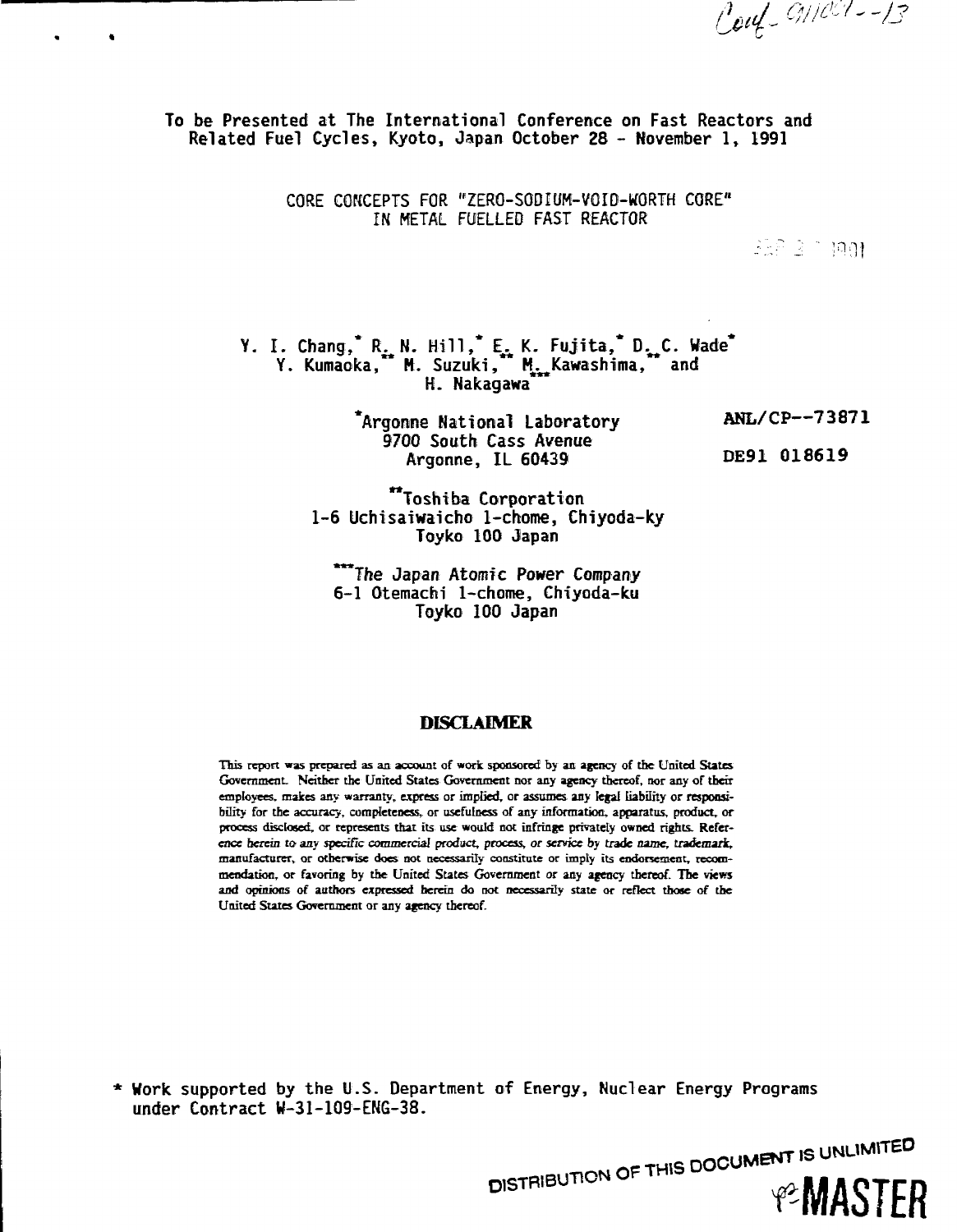Conf-911001--13

To be Presented at The International Conference on Fast Reactors and Related Fuel Cycles, Kyoto, Japan October 28 - November 1, 1991

# CORE CONCEPTS FOR "ZERO-SODIUM-VOID-WORTH CORE" IN METAL FUELLED FAST REACTOR

SEP 2 1991

Y. I. Chang,* R. N. Hill,* E. K. Fujita,* D. C. Wade*
Y. Kumaoka,** M. Suzuki,** M. Kawashima,** and
H. Nakagawa***

*Argonne National Laboratory
9700 South Cass Avenue
Argonne, IL 60439

ANL/CP--73871

DE91 018619

**Toshiba Corporation
1-6 Uchisaiwaicho 1-chome, Chiyoda-ky
Toyko 100 Japan

***The Japan Atomic Power Company
6-1 Otemachi 1-chome, Chiyoda-ku
Toyko 100 Japan

## DISCLAIMER

This report was prepared as an account of work sponsored by an agency of the United States Government. Neither the United States Government nor any agency thereof, nor any of their employees, makes any warranty, express or implied, or assumes any legal liability or responsibility for the accuracy, completeness, or usefulness of any information, apparatus, product, or process disclosed, or represents that its use would not infringe privately owned rights. Reference herein to any specific commercial product, process, or service by trade name, trademark, manufacturer, or otherwise does not necessarily constitute or imply its endorsement, recommendation, or favoring by the United States Government or any agency thereof. The views and opinions of authors expressed herein do not necessarily state or reflect those of the United States Government or any agency thereof.

* Work supported by the U.S. Department of Energy, Nuclear Energy Programs under Contract W-31-109-ENG-38.

DISTRIBUTION OF THIS DOCUMENT IS UNLIMITED

MASTER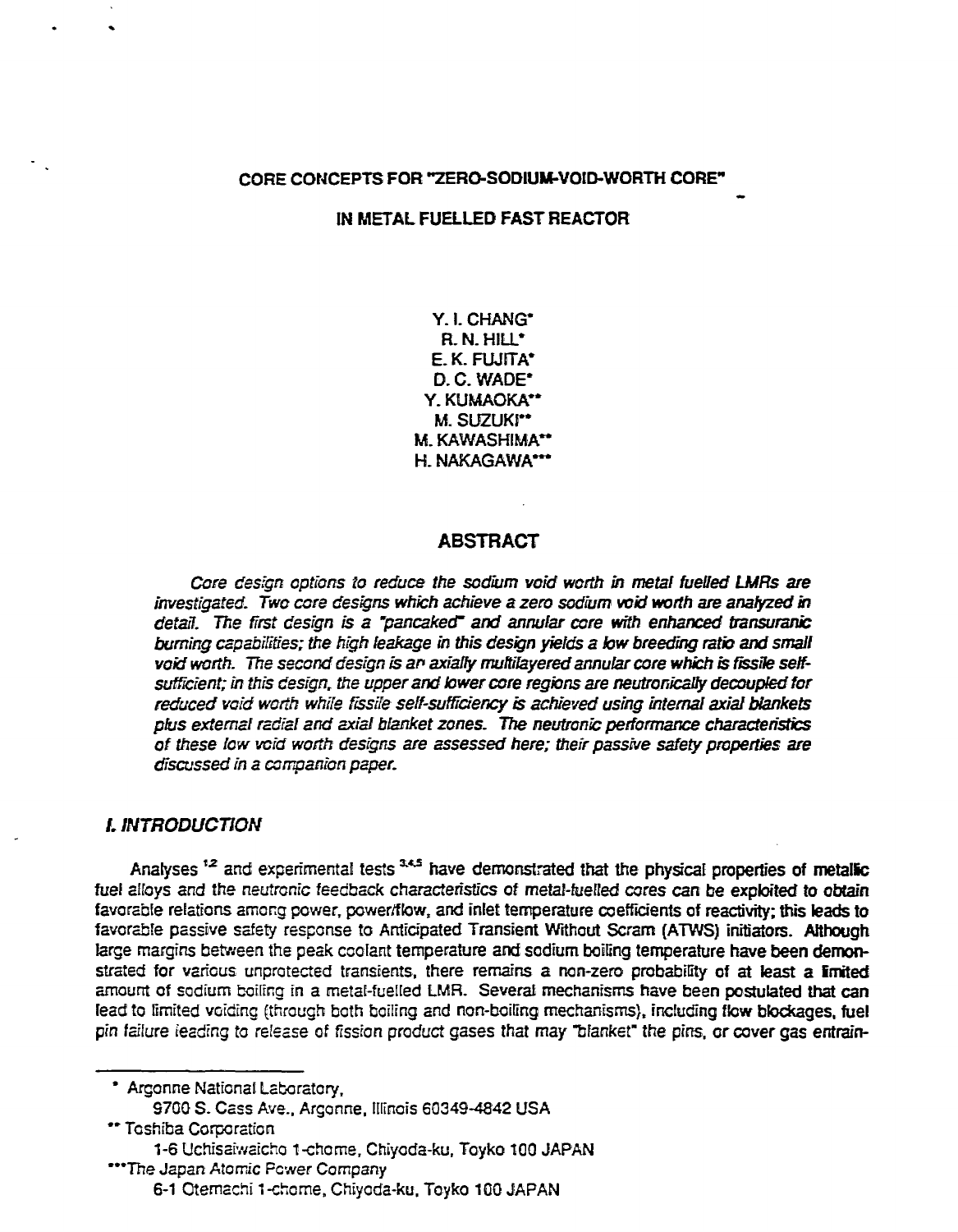# CORE CONCEPTS FOR "ZERO-SODIUM-VOID-WORTH CORE" IN METAL FUELLED FAST REACTOR

Y. I. CHANG*
R. N. HILL*
E. K. FUJITA*
D. C. WADE*
Y. KUMAOKA**
M. SUZUKI**
M. KAWASHIMA**
H. NAKAGAWA***

## ABSTRACT

*Core design options to reduce the sodium void worth in metal fuelled LMRs are investigated. Two core designs which achieve a zero sodium void worth are analyzed in detail. The first design is a "pancaked" and annular core with enhanced transuranic burning capabilities; the high leakage in this design yields a low breeding ratio and small void worth. The second design is an axially multilayered annular core which is fissile self-sufficient; in this design, the upper and lower core regions are neutronically decoupled for reduced void worth while fissile self-sufficiency is achieved using internal axial blankets plus external radial and axial blanket zones. The neutronic performance characteristics of these low void worth designs are assessed here; their passive safety properties are discussed in a companion paper.*

## I. INTRODUCTION

Analyses [1,2] and experimental tests [3,4,5] have demonstrated that the physical properties of metallic fuel alloys and the neutronic feedback characteristics of metal-fuelled cores can be exploited to obtain favorable relations among power, power/flow, and inlet temperature coefficients of reactivity; this leads to favorable passive safety response to Anticipated Transient Without Scram (ATWS) initiators. Although large margins between the peak coolant temperature and sodium boiling temperature have been demonstrated for various unprotected transients, there remains a non-zero probability of at least a limited amount of sodium boiling in a metal-fuelled LMR. Several mechanisms have been postulated that can lead to limited voiding (through both boiling and non-boiling mechanisms), including flow blockages, fuel pin failure leading to release of fission product gases that may "blanket" the pins, or cover gas entrain-

---

* Argonne National Laboratory,
9700 S. Cass Ave., Argonne, Illinois 60349-4842 USA

** Toshiba Corporation
1-6 Uchisaiwaicho 1-chome, Chiyoda-ku, Toyko 100 JAPAN

***The Japan Atomic Power Company
6-1 Otemachi 1-chome, Chiyoda-ku, Toyko 100 JAPAN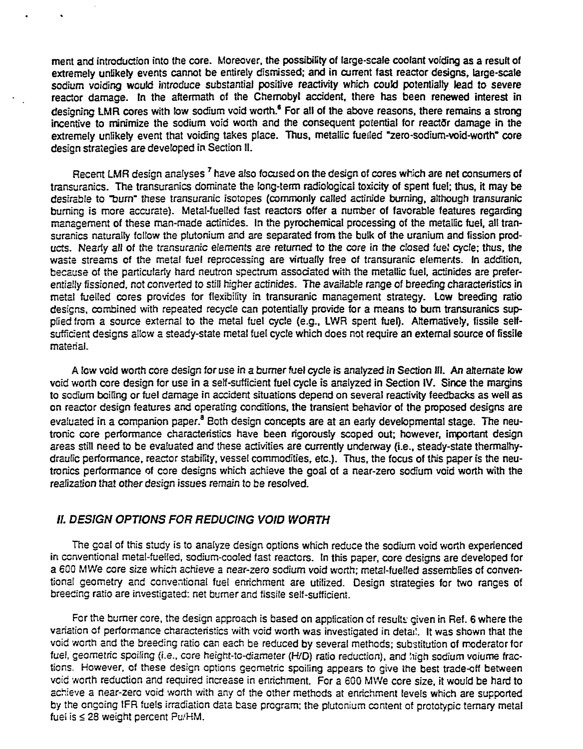ment and introduction into the core. Moreover, the possibility of large-scale coolant voiding as a result of extremely unlikely events cannot be entirely dismissed; and in current fast reactor designs, large-scale sodium voiding would introduce substantial positive reactivity which could potentially lead to severe reactor damage. In the aftermath of the Chernobyl accident, there has been renewed interest in designing LMR cores with low sodium void worth.[6] For all of the above reasons, there remains a strong incentive to minimize the sodium void worth and the consequent potential for reactor damage in the extremely unlikely event that voiding takes place. Thus, metallic fuelled "zero-sodium-void-worth" core design strategies are developed in Section II.

Recent LMR design analyses [7] have also focused on the design of cores which are net consumers of transuranics. The transuranics dominate the long-term radiological toxicity of spent fuel; thus, it may be desirable to "burn" these transuranic isotopes (commonly called actinide burning, although transuranic burning is more accurate). Metal-fuelled fast reactors offer a number of favorable features regarding management of these man-made actinides. In the pyrochemical processing of the metallic fuel, all transuranics naturally follow the plutonium and are separated from the bulk of the uranium and fission products. Nearly all of the transuranic elements are returned to the core in the closed fuel cycle; thus, the waste streams of the metal fuel reprocessing are virtually free of transuranic elements. In addition, because of the particularly hard neutron spectrum associated with the metallic fuel, actinides are preferentially fissioned, not converted to still higher actinides. The available range of breeding characteristics in metal fuelled cores provides for flexibility in transuranic management strategy. Low breeding ratio designs, combined with repeated recycle can potentially provide for a means to burn transuranics supplied from a source external to the metal fuel cycle (e.g., LWR spent fuel). Alternatively, fissile self-sufficient designs allow a steady-state metal fuel cycle which does not require an external source of fissile material.

A low void worth core design for use in a burner fuel cycle is analyzed in Section III. An alternate low void worth core design for use in a self-sufficient fuel cycle is analyzed in Section IV. Since the margins to sodium boiling or fuel damage in accident situations depend on several reactivity feedbacks as well as on reactor design features and operating conditions, the transient behavior of the proposed designs are evaluated in a companion paper.[8] Both design concepts are at an early developmental stage. The neutronic core performance characteristics have been rigorously scoped out; however, important design areas still need to be evaluated and these activities are currently underway (i.e., steady-state thermalhydraulic performance, reactor stability, vessel commodities, etc.). Thus, the focus of this paper is the neutronics performance of core designs which achieve the goal of a near-zero sodium void worth with the realization that other design issues remain to be resolved.

## II. DESIGN OPTIONS FOR REDUCING VOID WORTH

The goal of this study is to analyze design options which reduce the sodium void worth experienced in conventional metal-fuelled, sodium-cooled fast reactors. In this paper, core designs are developed for a 600 MWe core size which achieve a near-zero sodium void worth; metal-fuelled assemblies of conventional geometry and conventional fuel enrichment are utilized. Design strategies for two ranges of breeding ratio are investigated: net burner and fissile self-sufficient.

For the burner core, the design approach is based on application of results given in Ref. 6 where the variation of performance characteristics with void worth was investigated in detail. It was shown that the void worth and the breeding ratio can each be reduced by several methods; substitution of moderator for fuel, geometric spoiling (i.e., core height-to-diameter (H/D) ratio reduction), and high sodium volume fractions. However, of these design options geometric spoiling appears to give the best trade-off between void worth reduction and required increase in enrichment. For a 600 MWe core size, it would be hard to achieve a near-zero void worth with any of the other methods at enrichment levels which are supported by the ongoing IFR fuels irradiation data base program: the plutonium content of prototypic ternary metal fuel is ≤ 28 weight percent Pu/HM.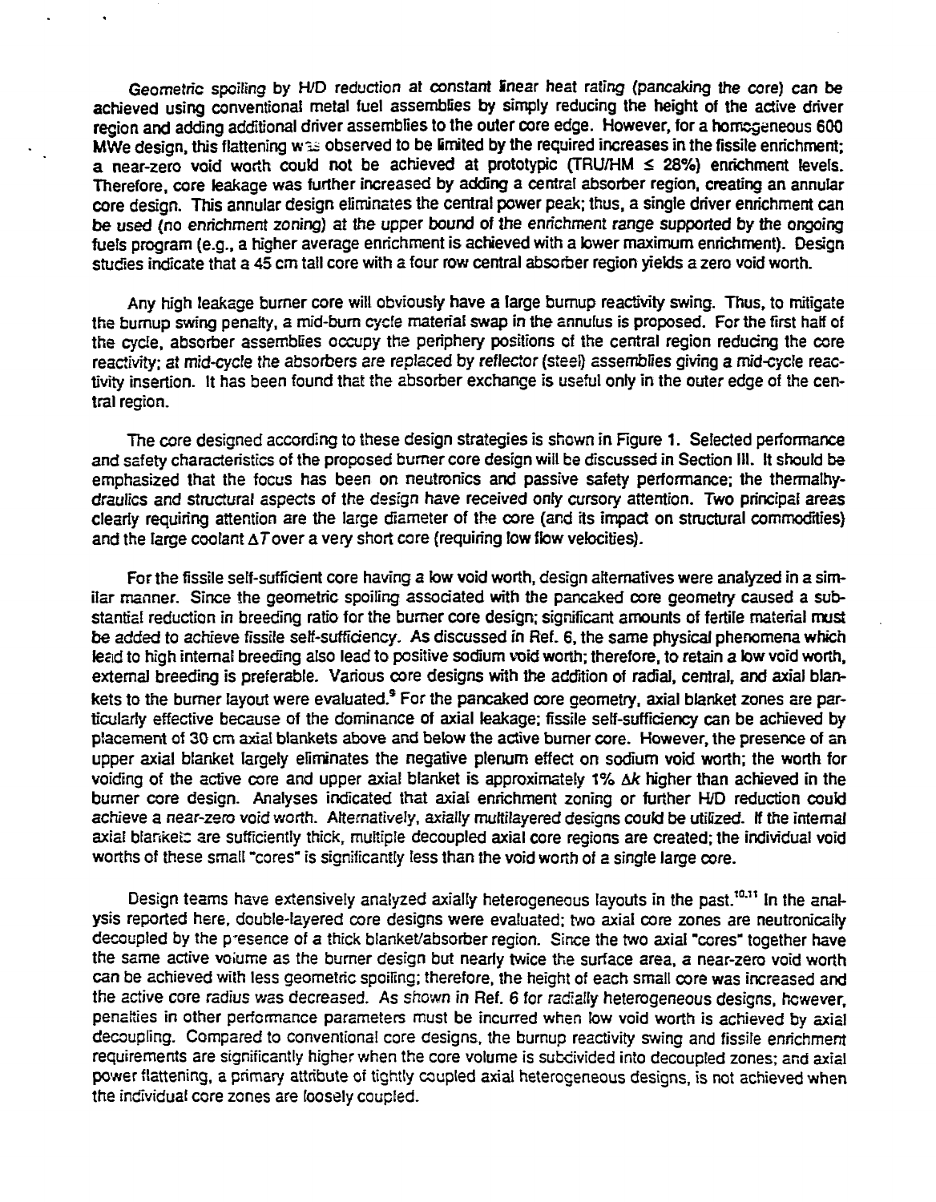Geometric spoiling by H/D reduction at constant linear heat rating (pancaking the core) can be achieved using conventional metal fuel assemblies by simply reducing the height of the active driver region and adding additional driver assemblies to the outer core edge. However, for a homogeneous 600 MWe design, this flattening was observed to be limited by the required increases in the fissile enrichment; a near-zero void worth could not be achieved at prototypic (TRU/HM $\leq$ 28%) enrichment levels. Therefore, core leakage was further increased by adding a central absorber region, creating an annular core design. This annular design eliminates the central power peak; thus, a single driver enrichment can be used (no enrichment zoning) at the upper bound of the enrichment range supported by the ongoing fuels program (e.g., a higher average enrichment is achieved with a lower maximum enrichment). Design studies indicate that a 45 cm tall core with a four row central absorber region yields a zero void worth.

Any high leakage burner core will obviously have a large burnup reactivity swing. Thus, to mitigate the burnup swing penalty, a mid-burn cycle material swap in the annulus is proposed. For the first half of the cycle, absorber assemblies occupy the periphery positions of the central region reducing the core reactivity; at mid-cycle the absorbers are replaced by reflector (steel) assemblies giving a mid-cycle reactivity insertion. It has been found that the absorber exchange is useful only in the outer edge of the central region.

The core designed according to these design strategies is shown in Figure 1. Selected performance and safety characteristics of the proposed burner core design will be discussed in Section III. It should be emphasized that the focus has been on neutronics and passive safety performance; the thermalhydraulics and structural aspects of the design have received only cursory attention. Two principal areas clearly requiring attention are the large diameter of the core (and its impact on structural commodities) and the large coolant $\Delta T$ over a very short core (requiring low flow velocities).

For the fissile self-sufficient core having a low void worth, design alternatives were analyzed in a similar manner. Since the geometric spoiling associated with the pancaked core geometry caused a substantial reduction in breeding ratio for the burner core design; significant amounts of fertile material must be added to achieve fissile self-sufficiency. As discussed in Ref. 6, the same physical phenomena which lead to high internal breeding also lead to positive sodium void worth; therefore, to retain a low void worth, external breeding is preferable. Various core designs with the addition of radial, central, and axial blankets to the burner layout were evaluated.[9] For the pancaked core geometry, axial blanket zones are particularly effective because of the dominance of axial leakage; fissile self-sufficiency can be achieved by placement of 30 cm axial blankets above and below the active burner core. However, the presence of an upper axial blanket largely eliminates the negative plenum effect on sodium void worth; the worth for voiding of the active core and upper axial blanket is approximately 1% $\Delta k$ higher than achieved in the burner core design. Analyses indicated that axial enrichment zoning or further H/D reduction could achieve a near-zero void worth. Alternatively, axially multilayered designs could be utilized. If the internal axial blankets are sufficiently thick, multiple decoupled axial core regions are created; the individual void worths of these small "cores" is significantly less than the void worth of a single large core.

Design teams have extensively analyzed axially heterogeneous layouts in the past.[10,11] In the analysis reported here, double-layered core designs were evaluated; two axial core zones are neutronically decoupled by the presence of a thick blanket/absorber region. Since the two axial "cores" together have the same active volume as the burner design but nearly twice the surface area, a near-zero void worth can be achieved with less geometric spoiling; therefore, the height of each small core was increased and the active core radius was decreased. As shown in Ref. 6 for radially heterogeneous designs, however, penalties in other performance parameters must be incurred when low void worth is achieved by axial decoupling. Compared to conventional core designs, the burnup reactivity swing and fissile enrichment requirements are significantly higher when the core volume is subdivided into decoupled zones; and axial power flattening, a primary attribute of tightly coupled axial heterogeneous designs, is not achieved when the individual core zones are loosely coupled.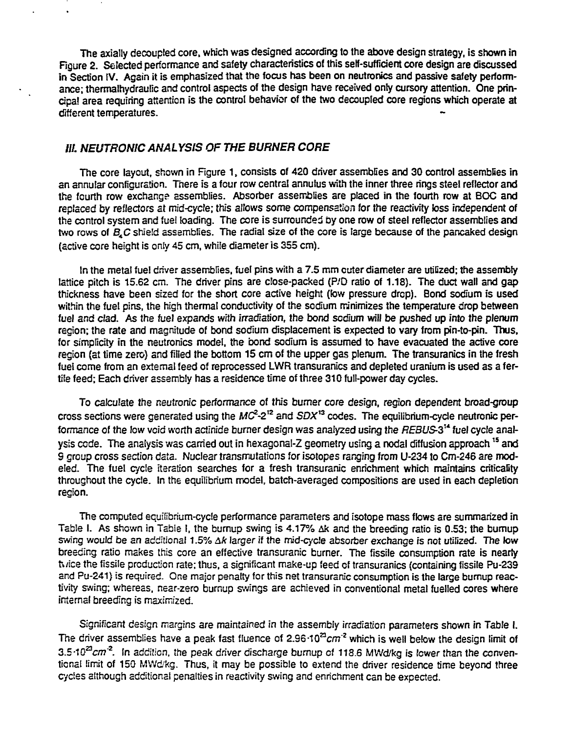The axially decoupled core, which was designed according to the above design strategy, is shown in Figure 2. Selected performance and safety characteristics of this self-sufficient core design are discussed in Section IV. Again it is emphasized that the focus has been on neutronics and passive safety performance; thermalhydraulic and control aspects of the design have received only cursory attention. One principal area requiring attention is the control behavior of the two decoupled core regions which operate at different temperatures.

## *III. NEUTRONIC ANALYSIS OF THE BURNER CORE*

The core layout, shown in Figure 1, consists of 420 driver assemblies and 30 control assemblies in an annular configuration. There is a four row central annulus with the inner three rings steel reflector and the fourth row exchange assemblies. Absorber assemblies are placed in the fourth row at BOC and replaced by reflectors at mid-cycle; this allows some compensation for the reactivity loss independent of the control system and fuel loading. The core is surrounded by one row of steel reflector assemblies and two rows of $B_4C$ shield assemblies. The radial size of the core is large because of the pancaked design (active core height is only 45 cm, while diameter is 355 cm).

In the metal fuel driver assemblies, fuel pins with a 7.5 mm outer diameter are utilized; the assembly lattice pitch is 15.62 cm. The driver pins are close-packed (P/D ratio of 1.18). The duct wall and gap thickness have been sized for the short core active height (low pressure drop). Bond sodium is used within the fuel pins, the high thermal conductivity of the sodium minimizes the temperature drop between fuel and clad. As the fuel expands with irradiation, the bond sodium will be pushed up into the plenum region; the rate and magnitude of bond sodium displacement is expected to vary from pin-to-pin. Thus, for simplicity in the neutronics model, the bond sodium is assumed to have evacuated the active core region (at time zero) and filled the bottom 15 cm of the upper gas plenum. The transuranics in the fresh fuel come from an external feed of reprocessed LWR transuranics and depleted uranium is used as a fertile feed; Each driver assembly has a residence time of three 310 full-power day cycles.

To calculate the neutronic performance of this burner core design, region dependent broad-group cross sections were generated using the *$MC^2$-2*[12] and *SDX*[13] codes. The equilibrium-cycle neutronic performance of the low void worth actinide burner design was analyzed using the *REBUS-3*[14] fuel cycle analysis code. The analysis was carried out in hexagonal-Z geometry using a nodal diffusion approach [15] and 9 group cross section data. Nuclear transmutations for isotopes ranging from U-234 to Cm-246 are modeled. The fuel cycle iteration searches for a fresh transuranic enrichment which maintains criticality throughout the cycle. In the equilibrium model, batch-averaged compositions are used in each depletion region.

The computed equilibrium-cycle performance parameters and isotope mass flows are summarized in Table I. As shown in Table I, the burnup swing is 4.17% $\Delta k$ and the breeding ratio is 0.53; the burnup swing would be an additional 1.5% $\Delta k$ larger if the mid-cycle absorber exchange is not utilized. The low breeding ratio makes this core an effective transuranic burner. The fissile consumption rate is nearly twice the fissile production rate; thus, a significant make-up feed of transuranics (containing fissile Pu-239 and Pu-241) is required. One major penalty for this net transuranic consumption is the large burnup reactivity swing; whereas, near-zero burnup swings are achieved in conventional metal fuelled cores where internal breeding is maximized.

Significant design margins are maintained in the assembly irradiation parameters shown in Table I. The driver assemblies have a peak fast fluence of $2.96 \cdot 10^{23} cm^{-2}$ which is well below the design limit of $3.5 \cdot 10^{23} cm^{-2}$. In addition, the peak driver discharge burnup of 118.6 MWd/kg is lower than the conventional limit of 150 MWd/kg. Thus, it may be possible to extend the driver residence time beyond three cycles although additional penalties in reactivity swing and enrichment can be expected.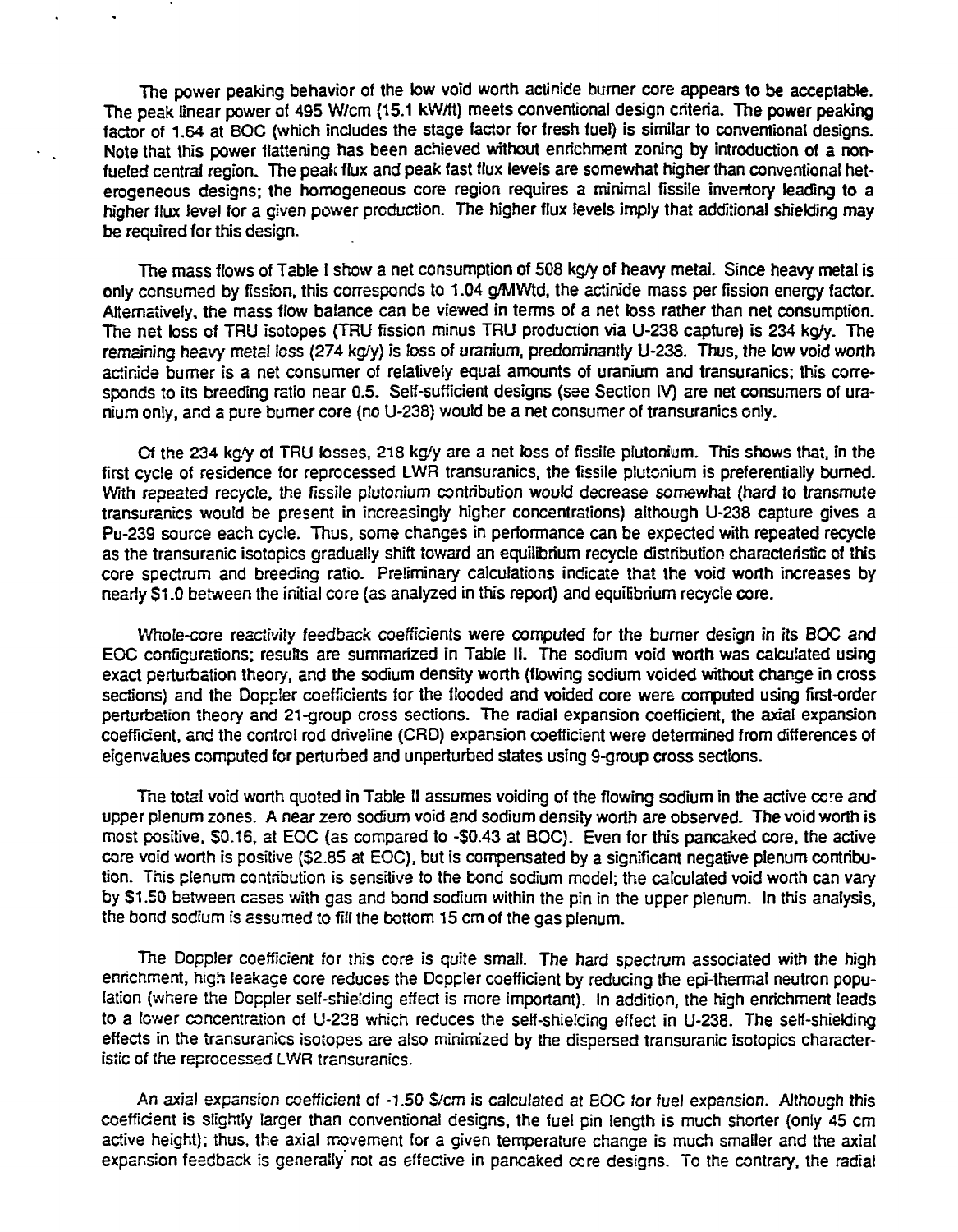The power peaking behavior of the low void worth actinide burner core appears to be acceptable. The peak linear power of 495 W/cm (15.1 kW/ft) meets conventional design criteria. The power peaking factor of 1.64 at BOC (which includes the stage factor for fresh fuel) is similar to conventional designs. Note that this power flattening has been achieved without enrichment zoning by introduction of a non-fueled central region. The peak flux and peak fast flux levels are somewhat higher than conventional heterogeneous designs; the homogeneous core region requires a minimal fissile inventory leading to a higher flux level for a given power production. The higher flux levels imply that additional shielding may be required for this design.

The mass flows of Table I show a net consumption of 508 kg/y of heavy metal. Since heavy metal is only consumed by fission, this corresponds to 1.04 g/MWtd, the actinide mass per fission energy factor. Alternatively, the mass flow balance can be viewed in terms of a net loss rather than net consumption. The net loss of TRU isotopes (TRU fission minus TRU production via U-238 capture) is 234 kg/y. The remaining heavy metal loss (274 kg/y) is loss of uranium, predominantly U-238. Thus, the low void worth actinide burner is a net consumer of relatively equal amounts of uranium and transuranics; this corresponds to its breeding ratio near 0.5. Self-sufficient designs (see Section IV) are net consumers of uranium only, and a pure burner core (no U-238) would be a net consumer of transuranics only.

Of the 234 kg/y of TRU losses, 218 kg/y are a net loss of fissile plutonium. This shows that, in the first cycle of residence for reprocessed LWR transuranics, the fissile plutonium is preferentially burned. With repeated recycle, the fissile plutonium contribution would decrease somewhat (hard to transmute transuranics would be present in increasingly higher concentrations) although U-238 capture gives a Pu-239 source each cycle. Thus, some changes in performance can be expected with repeated recycle as the transuranic isotopics gradually shift toward an equilibrium recycle distribution characteristic of this core spectrum and breeding ratio. Preliminary calculations indicate that the void worth increases by nearly $1.0 between the initial core (as analyzed in this report) and equilibrium recycle core.

Whole-core reactivity feedback coefficients were computed for the burner design in its BOC and EOC configurations; results are summarized in Table II. The sodium void worth was calculated using exact perturbation theory, and the sodium density worth (flowing sodium voided without change in cross sections) and the Doppler coefficients for the flooded and voided core were computed using first-order perturbation theory and 21-group cross sections. The radial expansion coefficient, the axial expansion coefficient, and the control rod driveline (CRD) expansion coefficient were determined from differences of eigenvalues computed for perturbed and unperturbed states using 9-group cross sections.

The total void worth quoted in Table II assumes voiding of the flowing sodium in the active core and upper plenum zones. A near zero sodium void and sodium density worth are observed. The void worth is most positive, $0.16, at EOC (as compared to -$0.43 at BOC). Even for this pancaked core, the active core void worth is positive ($2.85 at EOC), but is compensated by a significant negative plenum contribution. This plenum contribution is sensitive to the bond sodium model; the calculated void worth can vary by $1.50 between cases with gas and bond sodium within the pin in the upper plenum. In this analysis, the bond sodium is assumed to fill the bottom 15 cm of the gas plenum.

The Doppler coefficient for this core is quite small. The hard spectrum associated with the high enrichment, high leakage core reduces the Doppler coefficient by reducing the epi-thermal neutron population (where the Doppler self-shielding effect is more important). In addition, the high enrichment leads to a lower concentration of U-238 which reduces the self-shielding effect in U-238. The self-shielding effects in the transuranics isotopes are also minimized by the dispersed transuranic isotopics characteristic of the reprocessed LWR transuranics.

An axial expansion coefficient of -1.50 $/cm is calculated at BOC for fuel expansion. Although this coefficient is slightly larger than conventional designs, the fuel pin length is much shorter (only 45 cm active height); thus, the axial movement for a given temperature change is much smaller and the axial expansion feedback is generally not as effective in pancaked core designs. To the contrary, the radial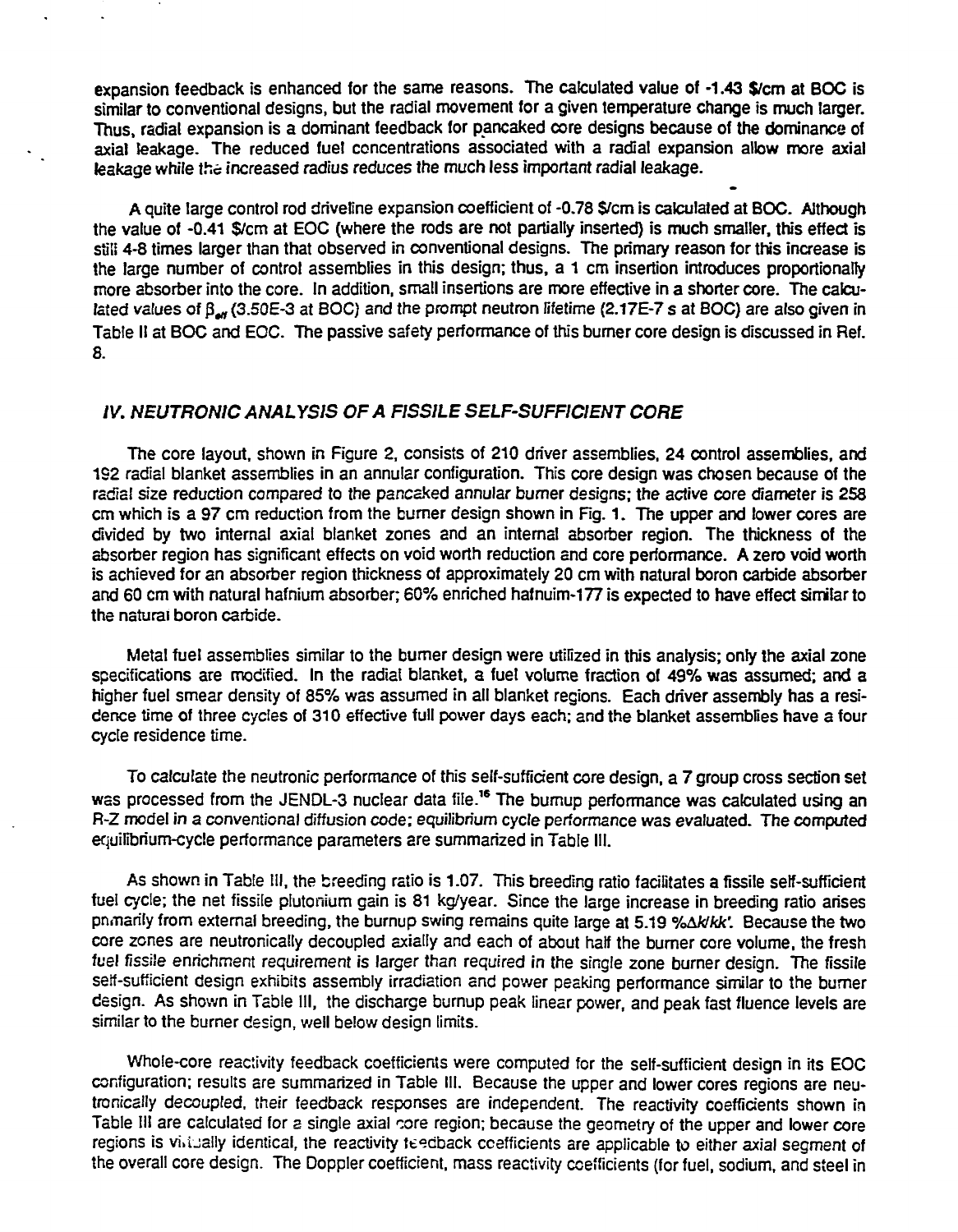expansion feedback is enhanced for the same reasons. The calculated value of -1.43 $/cm at BOC is similar to conventional designs, but the radial movement for a given temperature change is much larger. Thus, radial expansion is a dominant feedback for pancaked core designs because of the dominance of axial leakage. The reduced fuel concentrations associated with a radial expansion allow more axial leakage while the increased radius reduces the much less important radial leakage.

A quite large control rod driveline expansion coefficient of -0.78 $/cm is calculated at BOC. Although the value of -0.41 $/cm at EOC (where the rods are not partially inserted) is much smaller, this effect is still 4-8 times larger than that observed in conventional designs. The primary reason for this increase is the large number of control assemblies in this design; thus, a 1 cm insertion introduces proportionally more absorber into the core. In addition, small insertions are more effective in a shorter core. The calculated values of $\beta_{eff}$ (3.50E-3 at BOC) and the prompt neutron lifetime (2.17E-7 s at BOC) are also given in Table II at BOC and EOC. The passive safety performance of this burner core design is discussed in Ref. 8.

## *IV. NEUTRONIC ANALYSIS OF A FISSILE SELF-SUFFICIENT CORE*

The core layout, shown in Figure 2, consists of 210 driver assemblies, 24 control assemblies, and 192 radial blanket assemblies in an annular configuration. This core design was chosen because of the radial size reduction compared to the pancaked annular burner designs; the active core diameter is 258 cm which is a 97 cm reduction from the burner design shown in Fig. 1. The upper and lower cores are divided by two internal axial blanket zones and an internal absorber region. The thickness of the absorber region has significant effects on void worth reduction and core performance. A zero void worth is achieved for an absorber region thickness of approximately 20 cm with natural boron carbide absorber and 60 cm with natural hafnium absorber; 60% enriched hafnuim-177 is expected to have effect similar to the natural boron carbide.

Metal fuel assemblies similar to the burner design were utilized in this analysis; only the axial zone specifications are modified. In the radial blanket, a fuel volume fraction of 49% was assumed; and a higher fuel smear density of 85% was assumed in all blanket regions. Each driver assembly has a residence time of three cycles of 310 effective full power days each; and the blanket assemblies have a four cycle residence time.

To calculate the neutronic performance of this self-sufficient core design, a 7 group cross section set was processed from the JENDL-3 nuclear data file.[16] The burnup performance was calculated using an R-Z model in a conventional diffusion code; equilibrium cycle performance was evaluated. The computed equilibrium-cycle performance parameters are summarized in Table III.

As shown in Table III, the breeding ratio is 1.07. This breeding ratio facilitates a fissile self-sufficient fuel cycle; the net fissile plutonium gain is 81 kg/year. Since the large increase in breeding ratio arises primarily from external breeding, the burnup swing remains quite large at 5.19 %$\Delta k/kk'$. Because the two core zones are neutronically decoupled axially and each of about half the burner core volume, the fresh fuel fissile enrichment requirement is larger than required in the single zone burner design. The fissile self-sufficient design exhibits assembly irradiation and power peaking performance similar to the burner design. As shown in Table III, the discharge burnup peak linear power, and peak fast fluence levels are similar to the burner design, well below design limits.

Whole-core reactivity feedback coefficients were computed for the self-sufficient design in its EOC configuration; results are summarized in Table III. Because the upper and lower cores regions are neutronically decoupled, their feedback responses are independent. The reactivity coefficients shown in Table III are calculated for a single axial core region; because the geometry of the upper and lower core regions is virtually identical, the reactivity feedback coefficients are applicable to either axial segment of the overall core design. The Doppler coefficient, mass reactivity coefficients (for fuel, sodium, and steel in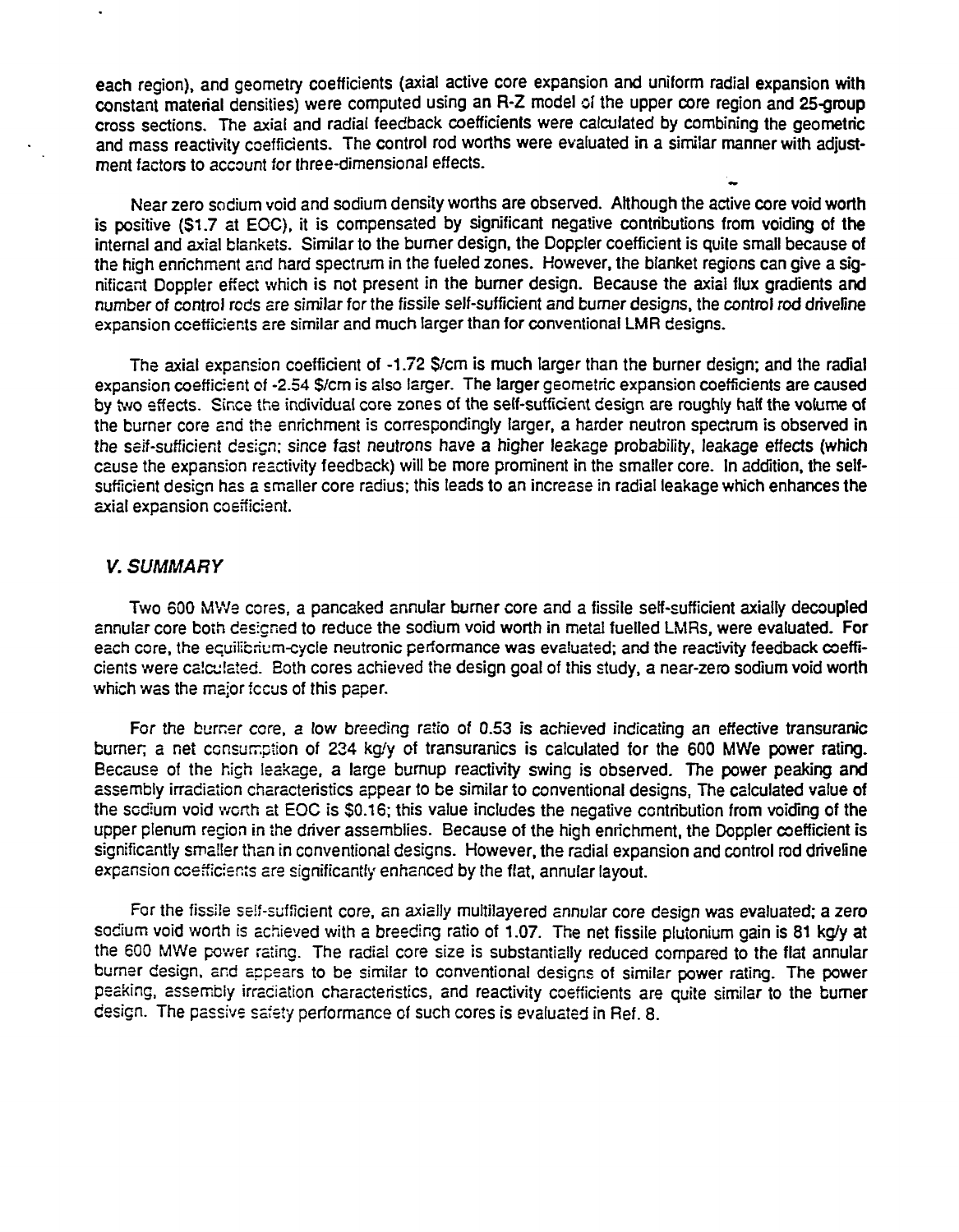each region), and geometry coefficients (axial active core expansion and uniform radial expansion with constant material densities) were computed using an R-Z model of the upper core region and 25-group cross sections. The axial and radial feedback coefficients were calculated by combining the geometric and mass reactivity coefficients. The control rod worths were evaluated in a similar manner with adjustment factors to account for three-dimensional effects.

Near zero sodium void and sodium density worths are observed. Although the active core void worth is positive ($1.7 at EOC), it is compensated by significant negative contributions from voiding of the internal and axial blankets. Similar to the burner design, the Doppler coefficient is quite small because of the high enrichment and hard spectrum in the fueled zones. However, the blanket regions can give a significant Doppler effect which is not present in the burner design. Because the axial flux gradients and number of control rods are similar for the fissile self-sufficient and burner designs, the control rod driveline expansion coefficients are similar and much larger than for conventional LMR designs.

The axial expansion coefficient of -1.72 $/cm is much larger than the burner design; and the radial expansion coefficient of -2.54 $/cm is also larger. The larger geometric expansion coefficients are caused by two effects. Since the individual core zones of the self-sufficient design are roughly half the volume of the burner core and the enrichment is correspondingly larger, a harder neutron spectrum is observed in the self-sufficient design; since fast neutrons have a higher leakage probability, leakage effects (which cause the expansion reactivity feedback) will be more prominent in the smaller core. In addition, the self-sufficient design has a smaller core radius; this leads to an increase in radial leakage which enhances the axial expansion coefficient.

## *V. SUMMARY*

Two 600 MWe cores, a pancaked annular burner core and a fissile self-sufficient axially decoupled annular core both designed to reduce the sodium void worth in metal fuelled LMRs, were evaluated. For each core, the equilibrium-cycle neutronic performance was evaluated; and the reactivity feedback coefficients were calculated. Both cores achieved the design goal of this study, a near-zero sodium void worth which was the major focus of this paper.

For the burner core, a low breeding ratio of 0.53 is achieved indicating an effective transuranic burner; a net consumption of 234 kg/y of transuranics is calculated for the 600 MWe power rating. Because of the high leakage, a large burnup reactivity swing is observed. The power peaking and assembly irradiation characteristics appear to be similar to conventional designs, The calculated value of the sodium void worth at EOC is $0.16; this value includes the negative contribution from voiding of the upper plenum region in the driver assemblies. Because of the high enrichment, the Doppler coefficient is significantly smaller than in conventional designs. However, the radial expansion and control rod driveline expansion coefficients are significantly enhanced by the flat, annular layout.

For the fissile self-sufficient core, an axially multilayered annular core design was evaluated; a zero sodium void worth is achieved with a breeding ratio of 1.07. The net fissile plutonium gain is 81 kg/y at the 600 MWe power rating. The radial core size is substantially reduced compared to the flat annular burner design, and appears to be similar to conventional designs of similar power rating. The power peaking, assembly irradiation characteristics, and reactivity coefficients are quite similar to the burner design. The passive safety performance of such cores is evaluated in Ref. 8.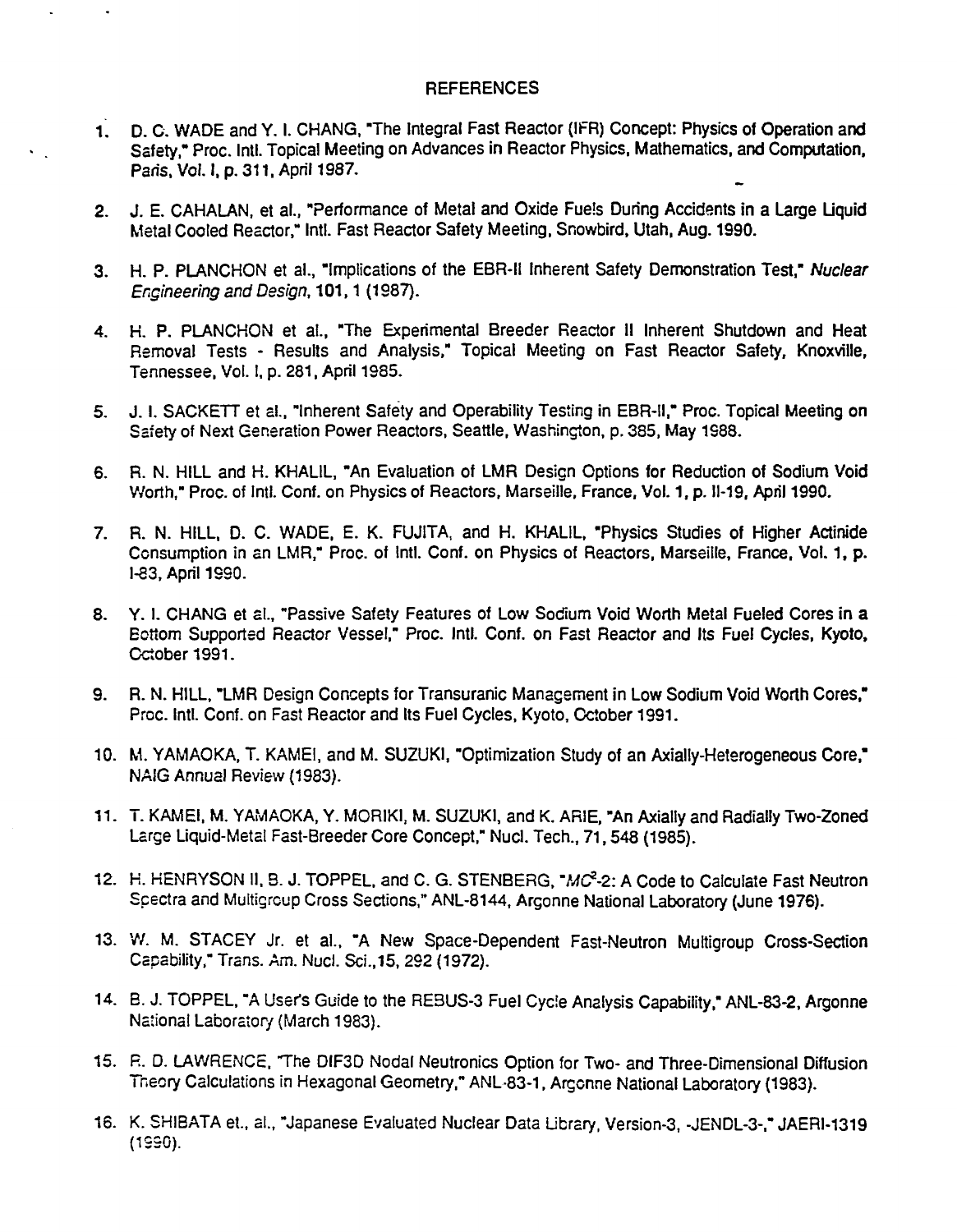## REFERENCES

1. D. C. WADE and Y. I. CHANG, "The Integral Fast Reactor (IFR) Concept: Physics of Operation and Safety," Proc. Intl. Topical Meeting on Advances in Reactor Physics, Mathematics, and Computation, Paris, Vol. I, p. 311, April 1987.

2. J. E. CAHALAN, et al., "Performance of Metal and Oxide Fuels During Accidents in a Large Liquid Metal Cooled Reactor," Intl. Fast Reactor Safety Meeting, Snowbird, Utah, Aug. 1990.

3. H. P. PLANCHON et al., "Implications of the EBR-II Inherent Safety Demonstration Test," *Nuclear Engineering and Design*, **101**, 1 (1987).

4. H. P. PLANCHON et al., "The Experimental Breeder Reactor II Inherent Shutdown and Heat Removal Tests - Results and Analysis," Topical Meeting on Fast Reactor Safety, Knoxville, Tennessee, Vol. I, p. 281, April 1985.

5. J. I. SACKETT et al., "Inherent Safety and Operability Testing in EBR-II," Proc. Topical Meeting on Safety of Next Generation Power Reactors, Seattle, Washington, p. 385, May 1988.

6. R. N. HILL and H. KHALIL, "An Evaluation of LMR Design Options for Reduction of Sodium Void Worth," Proc. of Intl. Conf. on Physics of Reactors, Marseille, France, Vol. 1, p. II-19, April 1990.

7. R. N. HILL, D. C. WADE, E. K. FUJITA, and H. KHALIL, "Physics Studies of Higher Actinide Consumption in an LMR," Proc. of Intl. Conf. on Physics of Reactors, Marseille, France, Vol. 1, p. I-83, April 1990.

8. Y. I. CHANG et al., "Passive Safety Features of Low Sodium Void Worth Metal Fueled Cores in a Bottom Supported Reactor Vessel," Proc. Intl. Conf. on Fast Reactor and Its Fuel Cycles, Kyoto, October 1991.

9. R. N. HILL, "LMR Design Concepts for Transuranic Management in Low Sodium Void Worth Cores," Proc. Intl. Conf. on Fast Reactor and Its Fuel Cycles, Kyoto, October 1991.

10. M. YAMAOKA, T. KAMEI, and M. SUZUKI, "Optimization Study of an Axially-Heterogeneous Core," NAIG Annual Review (1983).

11. T. KAMEI, M. YAMAOKA, Y. MORIKI, M. SUZUKI, and K. ARIE, "An Axially and Radially Two-Zoned Large Liquid-Metal Fast-Breeder Core Concept," Nucl. Tech., 71, 548 (1985).

12. H. HENRYSON II, B. J. TOPPEL, and C. G. STENBERG, "$MC^2$-2: A Code to Calculate Fast Neutron Spectra and Multigroup Cross Sections," ANL-8144, Argonne National Laboratory (June 1976).

13. W. M. STACEY Jr. et al., "A New Space-Dependent Fast-Neutron Multigroup Cross-Section Capability," Trans. Am. Nucl. Sci., 15, 292 (1972).

14. B. J. TOPPEL, "A User's Guide to the REBUS-3 Fuel Cycle Analysis Capability," ANL-83-2, Argonne National Laboratory (March 1983).

15. R. D. LAWRENCE, "The DIF3D Nodal Neutronics Option for Two- and Three-Dimensional Diffusion Theory Calculations in Hexagonal Geometry," ANL-83-1, Argonne National Laboratory (1983).

16. K. SHIBATA et., al., "Japanese Evaluated Nuclear Data Library, Version-3, -JENDL-3-," JAERI-1319 (1990).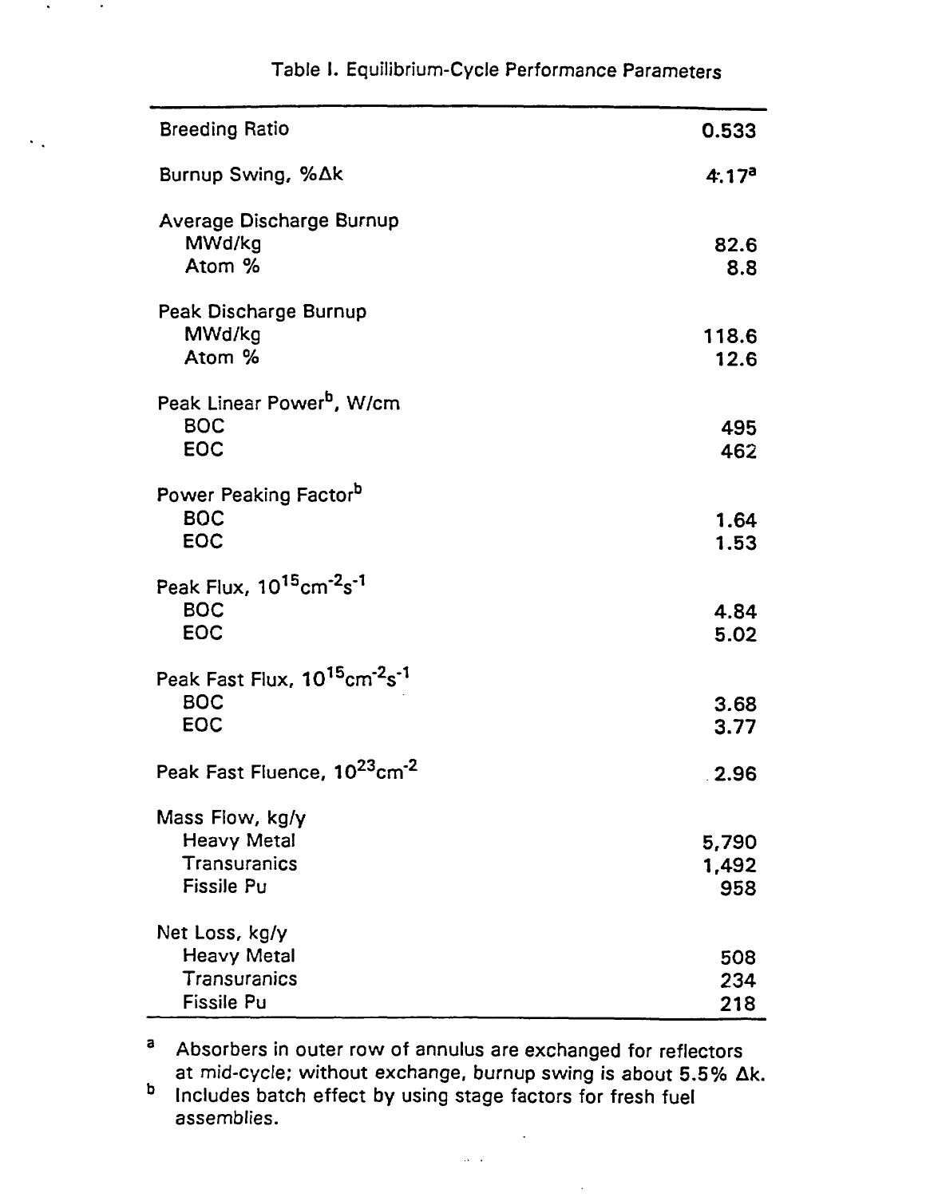Table I. Equilibrium-Cycle Performance Parameters

| | |
|---|---|
| Breeding Ratio | 0.533 |
| Burnup Swing, %Δk | 4.17[a] |
| Average Discharge Burnup | |
| MWd/kg | 82.6 |
| Atom % | 8.8 |
| Peak Discharge Burnup | |
| MWd/kg | 118.6 |
| Atom % | 12.6 |
| Peak Linear Power[b], W/cm | |
| BOC | 495 |
| EOC | 462 |
| Power Peaking Factor[b] | |
| BOC | 1.64 |
| EOC | 1.53 |
| Peak Flux, $10^{15}cm^{-2}s^{-1}$ | |
| BOC | 4.84 |
| EOC | 5.02 |
| Peak Fast Flux, $10^{15}cm^{-2}s^{-1}$ | |
| BOC | 3.68 |
| EOC | 3.77 |
| Peak Fast Fluence, $10^{23}cm^{-2}$ | 2.96 |
| Mass Flow, kg/y | |
| Heavy Metal | 5,790 |
| Transuranics | 1,492 |
| Fissile Pu | 958 |
| Net Loss, kg/y | |
| Heavy Metal | 508 |
| Transuranics | 234 |
| Fissile Pu | 218 |

[a] Absorbers in outer row of annulus are exchanged for reflectors at mid-cycle; without exchange, burnup swing is about 5.5% Δk.

[b] Includes batch effect by using stage factors for fresh fuel assemblies.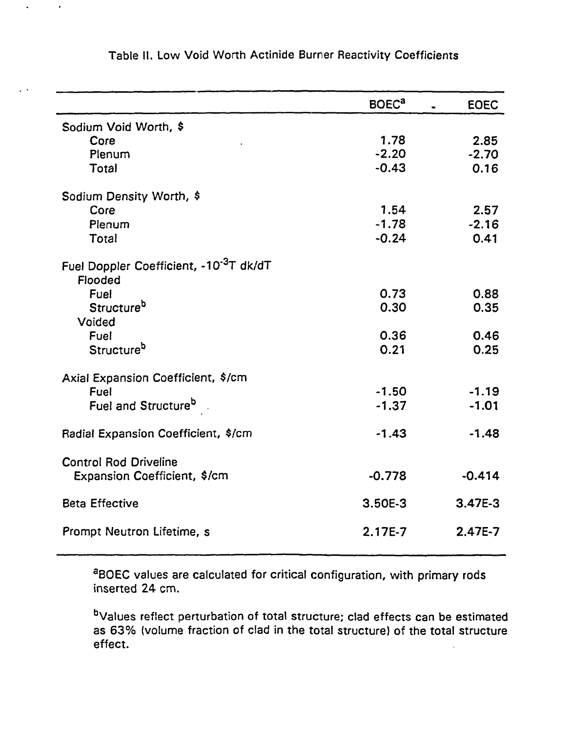Table II. Low Void Worth Actinide Burner Reactivity Coefficients

| | BOEC[a] | EOEC |
|---|---|---|
| Sodium Void Worth, $ | | |
| Core | 1.78 | 2.85 |
| Plenum | -2.20 | -2.70 |
| Total | -0.43 | 0.16 |
| Sodium Density Worth, $ | | |
| Core | 1.54 | 2.57 |
| Plenum | -1.78 | -2.16 |
| Total | -0.24 | 0.41 |
| Fuel Doppler Coefficient, $-10^{-3}T\ dk/dT$ | | |
| Flooded | | |
| Fuel | 0.73 | 0.88 |
| Structure[b] | 0.30 | 0.35 |
| Voided | | |
| Fuel | 0.36 | 0.46 |
| Structure[b] | 0.21 | 0.25 |
| Axial Expansion Coefficient, $/cm | | |
| Fuel | -1.50 | -1.19 |
| Fuel and Structure[b] | -1.37 | -1.01 |
| Radial Expansion Coefficient, $/cm | -1.43 | -1.48 |
| Control Rod Driveline Expansion Coefficient, $/cm | -0.778 | -0.414 |
| Beta Effective | 3.50E-3 | 3.47E-3 |
| Prompt Neutron Lifetime, s | 2.17E-7 | 2.47E-7 |

[a]BOEC values are calculated for critical configuration, with primary rods inserted 24 cm.

[b]Values reflect perturbation of total structure; clad effects can be estimated as 63% (volume fraction of clad in the total structure) of the total structure effect.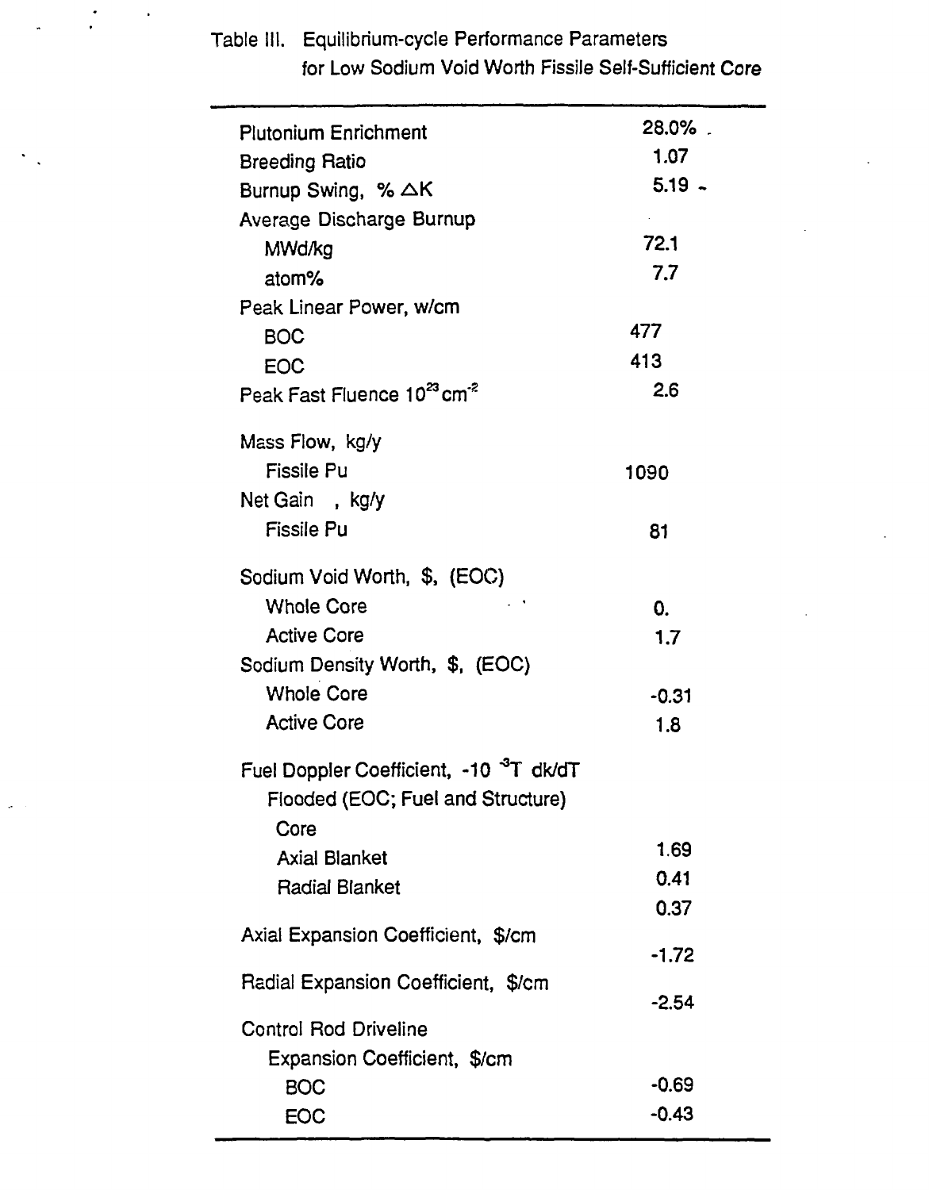Table III. Equilibrium-cycle Performance Parameters for Low Sodium Void Worth Fissile Self-Sufficient Core

| | |
|---|---|
| Plutonium Enrichment | 28.0% |
| Breeding Ratio | 1.07 |
| Burnup Swing, % $\Delta K$ | 5.19 |
| Average Discharge Burnup | |
| MWd/kg | 72.1 |
| atom% | 7.7 |
| Peak Linear Power, w/cm | |
| BOC | 477 |
| EOC | 413 |
| Peak Fast Fluence $10^{23}$ cm$^{-2}$ | 2.6 |
| Mass Flow, kg/y | |
| Fissile Pu | 1090 |
| Net Gain , kg/y | |
| Fissile Pu | 81 |
| Sodium Void Worth, $, (EOC) | |
| Whole Core | 0. |
| Active Core | 1.7 |
| Sodium Density Worth, $, (EOC) | |
| Whole Core | -0.31 |
| Active Core | 1.8 |
| Fuel Doppler Coefficient, $-10^{-3}T\ dk/dT$ | |
| Flooded (EOC; Fuel and Structure) | |
| Core | 1.69 |
| Axial Blanket | 0.41 |
| Radial Blanket | 0.37 |
| Axial Expansion Coefficient, $/cm | -1.72 |
| Radial Expansion Coefficient, $/cm | -2.54 |
| Control Rod Driveline | |
| Expansion Coefficient, $/cm | |
| BOC | -0.69 |
| EOC | -0.43 |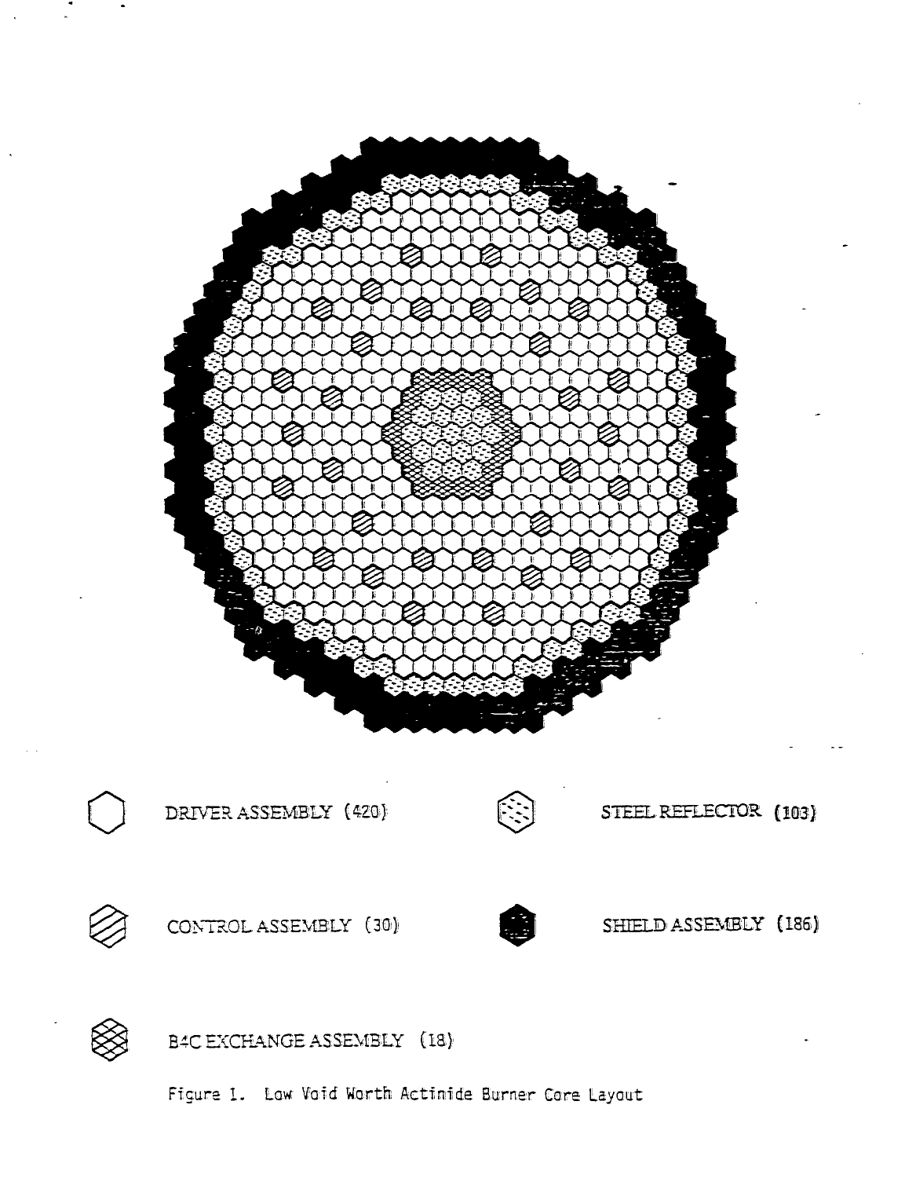DRIVER ASSEMBLY (420)

STEEL REFLECTOR (103)

CONTROL ASSEMBLY (30)

SHIELD ASSEMBLY (186)

B4C EXCHANGE ASSEMBLY (18)

Figure 1. Low Void Worth Actinide Burner Core Layout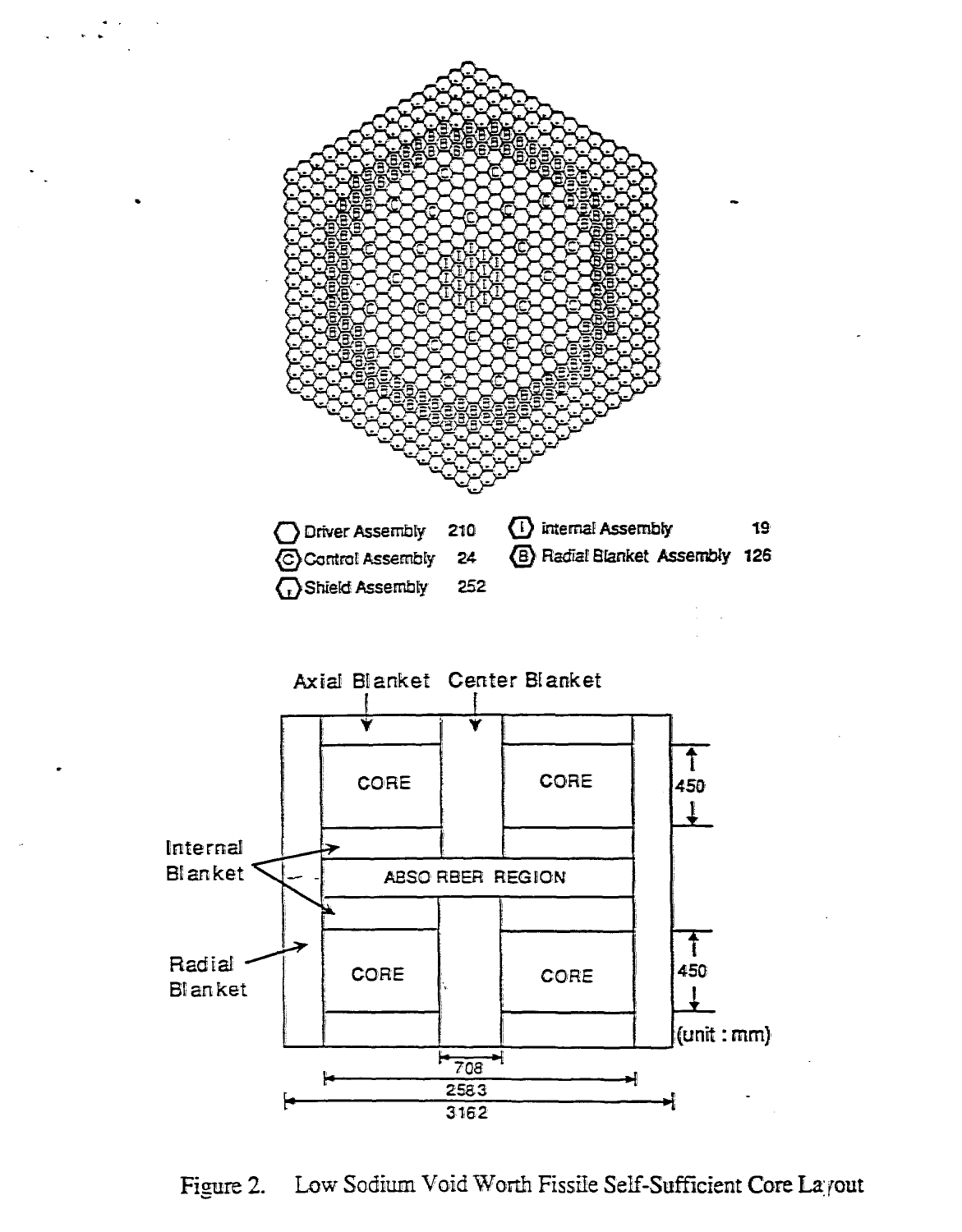Driver Assembly 210

Control Assembly 24

Shield Assembly 252

Internal Assembly 19

Radial Blanket Assembly 126

Axial Blanket

Center Blanket

CORE

CORE

450

Internal Blanket

ABSORBER REGION

Radial Blanket

CORE

CORE

450

(unit : mm)

708

2583

3162

Figure 2. Low Sodium Void Worth Fissile Self-Sufficient Core Layout